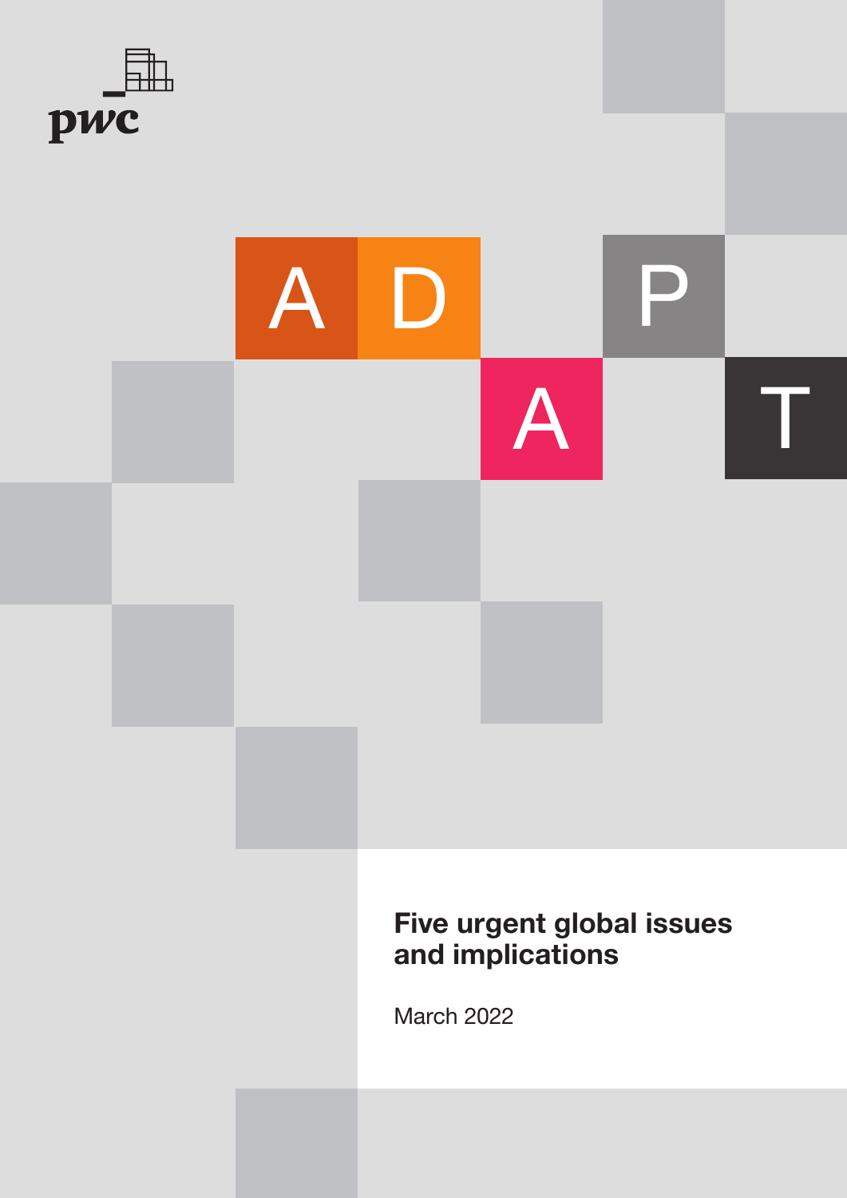pwc

A D A P T

# Five urgent global issues and implications

March 2022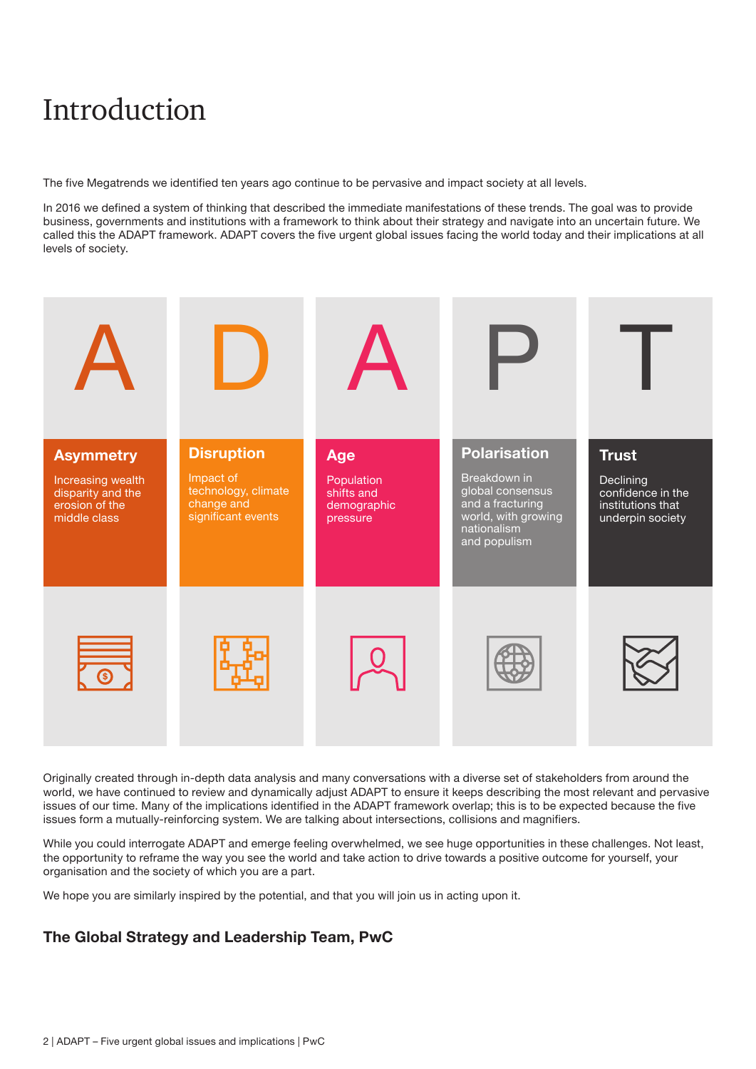# Introduction

The five Megatrends we identified ten years ago continue to be pervasive and impact society at all levels.

In 2016 we defined a system of thinking that described the immediate manifestations of these trends. The goal was to provide business, governments and institutions with a framework to think about their strategy and navigate into an uncertain future. We called this the ADAPT framework. ADAPT covers the five urgent global issues facing the world today and their implications at all levels of society.

**A — Asymmetry**
Increasing wealth disparity and the erosion of the middle class

**D — Disruption**
Impact of technology, climate change and significant events

**A — Age**
Population shifts and demographic pressure

**P — Polarisation**
Breakdown in global consensus and a fracturing world, with growing nationalism and populism

**T — Trust**
Declining confidence in the institutions that underpin society

Originally created through in-depth data analysis and many conversations with a diverse set of stakeholders from around the world, we have continued to review and dynamically adjust ADAPT to ensure it keeps describing the most relevant and pervasive issues of our time. Many of the implications identified in the ADAPT framework overlap; this is to be expected because the five issues form a mutually-reinforcing system. We are talking about intersections, collisions and magnifiers.

While you could interrogate ADAPT and emerge feeling overwhelmed, we see huge opportunities in these challenges. Not least, the opportunity to reframe the way you see the world and take action to drive towards a positive outcome for yourself, your organisation and the society of which you are a part.

We hope you are similarly inspired by the potential, and that you will join us in acting upon it.

### The Global Strategy and Leadership Team, PwC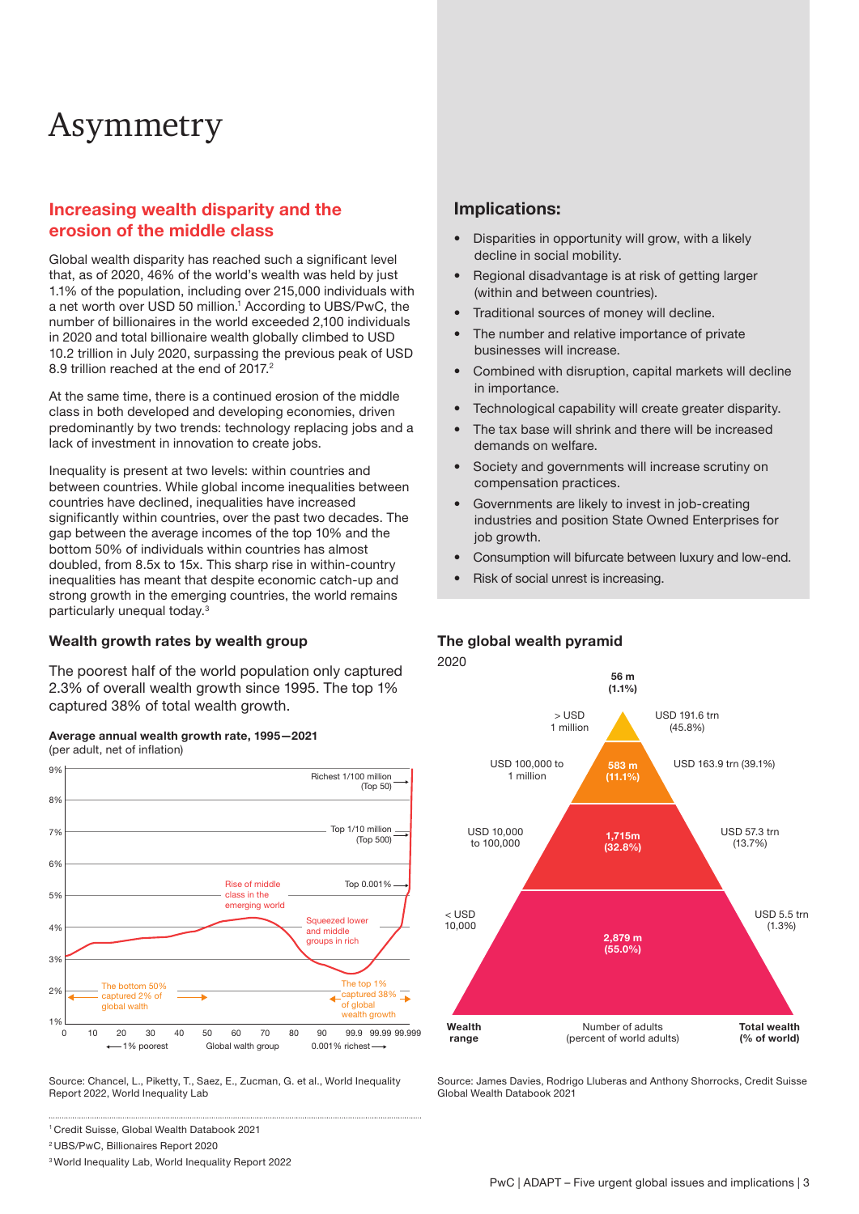# Asymmetry

## Increasing wealth disparity and the erosion of the middle class

Global wealth disparity has reached such a significant level that, as of 2020, 46% of the world's wealth was held by just 1.1% of the population, including over 215,000 individuals with a net worth over USD 50 million.[1] According to UBS/PwC, the number of billionaires in the world exceeded 2,100 individuals in 2020 and total billionaire wealth globally climbed to USD 10.2 trillion in July 2020, surpassing the previous peak of USD 8.9 trillion reached at the end of 2017.[2]

At the same time, there is a continued erosion of the middle class in both developed and developing economies, driven predominantly by two trends: technology replacing jobs and a lack of investment in innovation to create jobs.

Inequality is present at two levels: within countries and between countries. While global income inequalities between countries have declined, inequalities have increased significantly within countries, over the past two decades. The gap between the average incomes of the top 10% and the bottom 50% of individuals within countries has almost doubled, from 8.5x to 15x. This sharp rise in within-country inequalities has meant that despite economic catch-up and strong growth in the emerging countries, the world remains particularly unequal today.[3]

### Wealth growth rates by wealth group

The poorest half of the world population only captured 2.3% of overall wealth growth since 1995. The top 1% captured 38% of total wealth growth.

**Average annual wealth growth rate, 1995—2021**
(per adult, net of inflation)

Source: Chancel, L., Piketty, T., Saez, E., Zucman, G. et al., World Inequality Report 2022, World Inequality Lab

## Implications:

- Disparities in opportunity will grow, with a likely decline in social mobility.
- Regional disadvantage is at risk of getting larger (within and between countries).
- Traditional sources of money will decline.
- The number and relative importance of private businesses will increase.
- Combined with disruption, capital markets will decline in importance.
- Technological capability will create greater disparity.
- The tax base will shrink and there will be increased demands on welfare.
- Society and governments will increase scrutiny on compensation practices.
- Governments are likely to invest in job-creating industries and position State Owned Enterprises for job growth.
- Consumption will bifurcate between luxury and low-end.
- Risk of social unrest is increasing.

### The global wealth pyramid

2020

| Wealth range | Number of adults (percent of world adults) | Total wealth (% of world) |
|---|---|---|
| > USD 1 million | 56 m (1.1%) | USD 191.6 trn (45.8%) |
| USD 100,000 to 1 million | 583 m (11.1%) | USD 163.9 trn (39.1%) |
| USD 10,000 to 100,000 | 1,715m (32.8%) | USD 57.3 trn (13.7%) |
| < USD 10,000 | 2,879 m (55.0%) | USD 5.5 trn (1.3%) |

Source: James Davies, Rodrigo Lluberas and Anthony Shorrocks, Credit Suisse Global Wealth Databook 2021

[1] Credit Suisse, Global Wealth Databook 2021

[2] UBS/PwC, Billionaires Report 2020

[3] World Inequality Lab, World Inequality Report 2022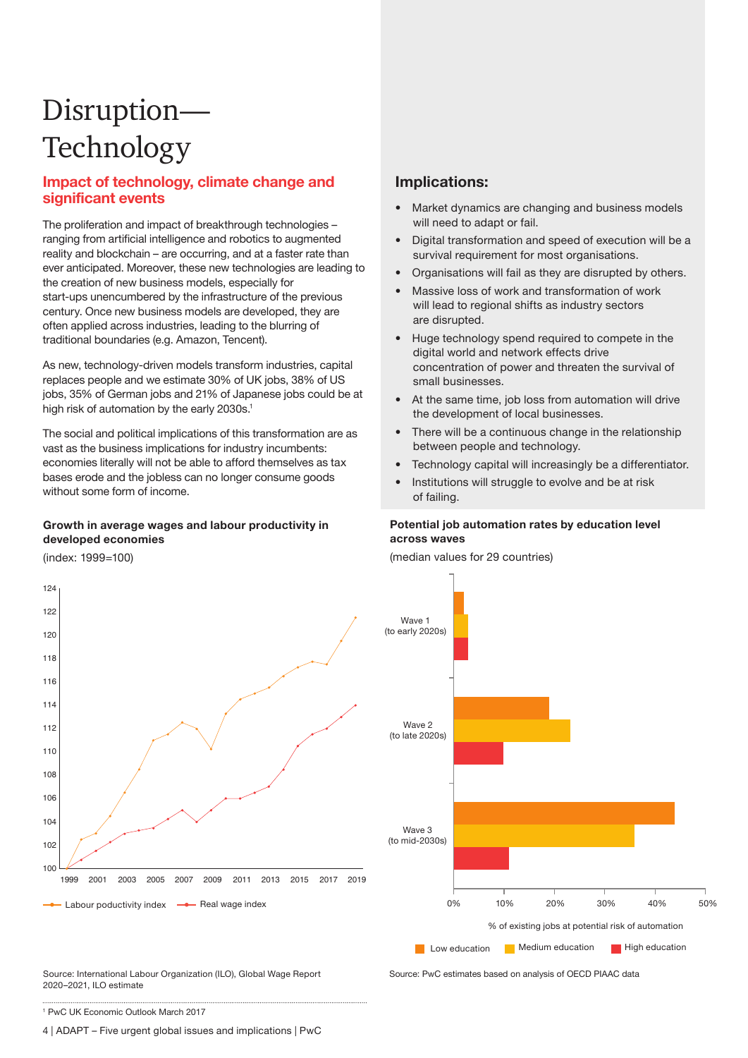# Disruption—Technology

## Impact of technology, climate change and significant events

The proliferation and impact of breakthrough technologies – ranging from artificial intelligence and robotics to augmented reality and blockchain – are occurring, and at a faster rate than ever anticipated. Moreover, these new technologies are leading to the creation of new business models, especially for start-ups unencumbered by the infrastructure of the previous century. Once new business models are developed, they are often applied across industries, leading to the blurring of traditional boundaries (e.g. Amazon, Tencent).

As new, technology-driven models transform industries, capital replaces people and we estimate 30% of UK jobs, 38% of US jobs, 35% of German jobs and 21% of Japanese jobs could be at high risk of automation by the early 2030s.[1]

The social and political implications of this transformation are as vast as the business implications for industry incumbents: economies literally will not be able to afford themselves as tax bases erode and the jobless can no longer consume goods without some form of income.

## Implications:

- Market dynamics are changing and business models will need to adapt or fail.
- Digital transformation and speed of execution will be a survival requirement for most organisations.
- Organisations will fail as they are disrupted by others.
- Massive loss of work and transformation of work will lead to regional shifts as industry sectors are disrupted.
- Huge technology spend required to compete in the digital world and network effects drive concentration of power and threaten the survival of small businesses.
- At the same time, job loss from automation will drive the development of local businesses.
- There will be a continuous change in the relationship between people and technology.
- Technology capital will increasingly be a differentiator.
- Institutions will struggle to evolve and be at risk of failing.

**Growth in average wages and labour productivity in developed economies**

(index: 1999=100)

Labour poductivity index — Real wage index

Source: International Labour Organization (ILO), Global Wage Report 2020–2021, ILO estimate

**Potential job automation rates by education level across waves**

(median values for 29 countries)

Wave 1 (to early 2020s); Wave 2 (to late 2020s); Wave 3 (to mid-2030s)

% of existing jobs at potential risk of automation

Low education — Medium education — High education

Source: PwC estimates based on analysis of OECD PIAAC data

[1] PwC UK Economic Outlook March 2017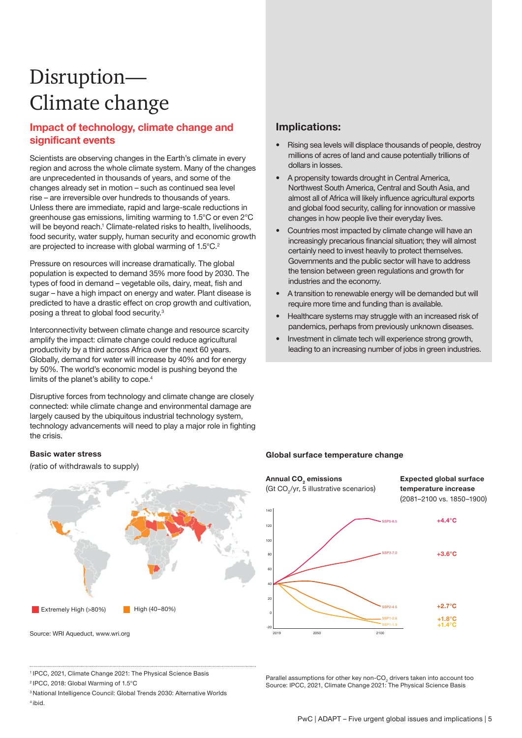# Disruption—Climate change

## Impact of technology, climate change and significant events

Scientists are observing changes in the Earth's climate in every region and across the whole climate system. Many of the changes are unprecedented in thousands of years, and some of the changes already set in motion – such as continued sea level rise – are irreversible over hundreds to thousands of years. Unless there are immediate, rapid and large-scale reductions in greenhouse gas emissions, limiting warming to 1.5°C or even 2°C will be beyond reach.[1] Climate-related risks to health, livelihoods, food security, water supply, human security and economic growth are projected to increase with global warming of 1.5°C.[2]

Pressure on resources will increase dramatically. The global population is expected to demand 35% more food by 2030. The types of food in demand – vegetable oils, dairy, meat, fish and sugar – have a high impact on energy and water. Plant disease is predicted to have a drastic effect on crop growth and cultivation, posing a threat to global food security.[3]

Interconnectivity between climate change and resource scarcity amplify the impact: climate change could reduce agricultural productivity by a third across Africa over the next 60 years. Globally, demand for water will increase by 40% and for energy by 50%. The world's economic model is pushing beyond the limits of the planet's ability to cope.[4]

Disruptive forces from technology and climate change are closely connected: while climate change and environmental damage are largely caused by the ubiquitous industrial technology system, technology advancements will need to play a major role in fighting the crisis.

## Implications:

- Rising sea levels will displace thousands of people, destroy millions of acres of land and cause potentially trillions of dollars in losses.
- A propensity towards drought in Central America, Northwest South America, Central and South Asia, and almost all of Africa will likely influence agricultural exports and global food security, calling for innovation or massive changes in how people live their everyday lives.
- Countries most impacted by climate change will have an increasingly precarious financial situation; they will almost certainly need to invest heavily to protect themselves. Governments and the public sector will have to address the tension between green regulations and growth for industries and the economy.
- A transition to renewable energy will be demanded but will require more time and funding than is available.
- Healthcare systems may struggle with an increased risk of pandemics, perhaps from previously unknown diseases.
- Investment in climate tech will experience strong growth, leading to an increasing number of jobs in green industries.

**Basic water stress**

(ratio of withdrawals to supply)

Extremely High (>80%) | High (40–80%)

Source: WRI Aqueduct, www.wri.org

**Global surface temperature change**

**Annual $CO_2$ emissions** ($Gt\ CO_2/yr$, 5 illustrative scenarios)

**Expected global surface temperature increase** (2081–2100 vs. 1850–1900)

| Scenario | Expected temperature increase |
|---|---|
| SSP5-8.5 | +4.4°C |
| SSP3-7.0 | +3.6°C |
| SSP2-4.5 | +2.7°C |
| SSP1-2.6 | +1.8°C |
| SSP1-1.9 | +1.4°C |

Parallel assumptions for other key non-$CO_2$ drivers taken into account too
Source: IPCC, 2021, Climate Change 2021: The Physical Science Basis

---

[1] IPCC, 2021, Climate Change 2021: The Physical Science Basis
[2] IPCC, 2018: Global Warming of 1.5°C
[3] National Intelligence Council: Global Trends 2030: Alternative Worlds
[4] ibid.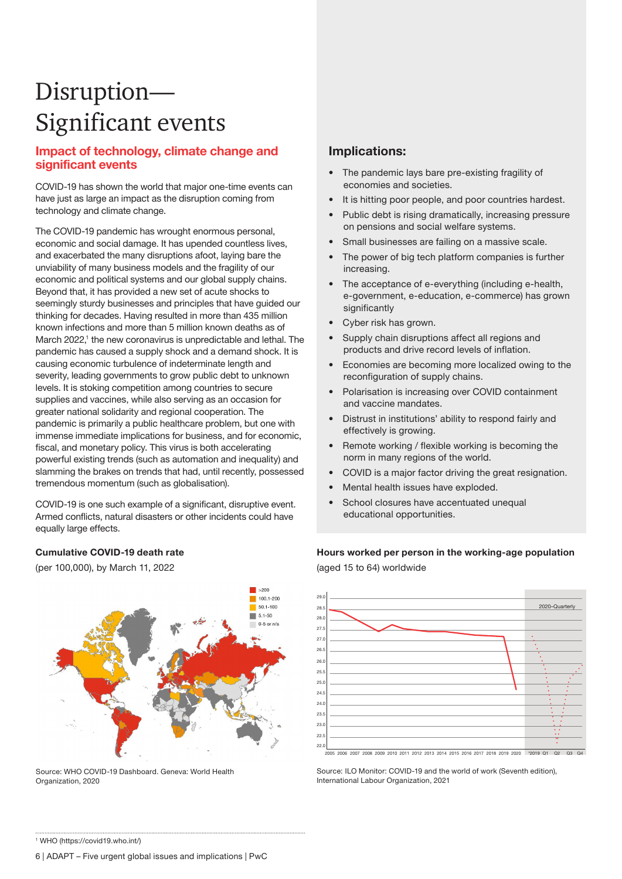# Disruption—Significant events

## Impact of technology, climate change and significant events

COVID-19 has shown the world that major one-time events can have just as large an impact as the disruption coming from technology and climate change.

The COVID-19 pandemic has wrought enormous personal, economic and social damage. It has upended countless lives, and exacerbated the many disruptions afoot, laying bare the unviability of many business models and the fragility of our economic and political systems and our global supply chains. Beyond that, it has provided a new set of acute shocks to seemingly sturdy businesses and principles that have guided our thinking for decades. Having resulted in more than 435 million known infections and more than 5 million known deaths as of March 2022,[1] the new coronavirus is unpredictable and lethal. The pandemic has caused a supply shock and a demand shock. It is causing economic turbulence of indeterminate length and severity, leading governments to grow public debt to unknown levels. It is stoking competition among countries to secure supplies and vaccines, while also serving as an occasion for greater national solidarity and regional cooperation. The pandemic is primarily a public healthcare problem, but one with immense immediate implications for business, and for economic, fiscal, and monetary policy. This virus is both accelerating powerful existing trends (such as automation and inequality) and slamming the brakes on trends that had, until recently, possessed tremendous momentum (such as globalisation).

COVID-19 is one such example of a significant, disruptive event. Armed conflicts, natural disasters or other incidents could have equally large effects.

**Cumulative COVID-19 death rate**

(per 100,000), by March 11, 2022

Legend: >200; 100.1-200; 50.1-100; 5.1-50; 0-5 or n/a

Source: WHO COVID-19 Dashboard. Geneva: World Health Organization, 2020

## Implications:

- The pandemic lays bare the pre-existing fragility of economies and societies.
- It is hitting poor people, and poor countries hardest.
- Public debt is rising dramatically, increasing pressure on pensions and social welfare systems.
- Small businesses are failing on a massive scale.
- The power of big tech platform companies is further increasing.
- The acceptance of e-everything (including e-health, e-government, e-education, e-commerce) has grown significantly
- Cyber risk has grown.
- Supply chain disruptions affect all regions and products and drive record levels of inflation.
- Economies are becoming more localized owing to the reconfiguration of supply chains.
- Polarisation is increasing over COVID containment and vaccine mandates.
- Distrust in institutions' ability to respond fairly and effectively is growing.
- Remote working / flexible working is becoming the norm in many regions of the world.
- COVID is a major factor driving the great resignation.
- Mental health issues have exploded.
- School closures have accentuated unequal educational opportunities.

**Hours worked per person in the working-age population**

(aged 15 to 64) worldwide

Source: ILO Monitor: COVID-19 and the world of work (Seventh edition), International Labour Organization, 2021

[1] WHO (https://covid19.who.int/)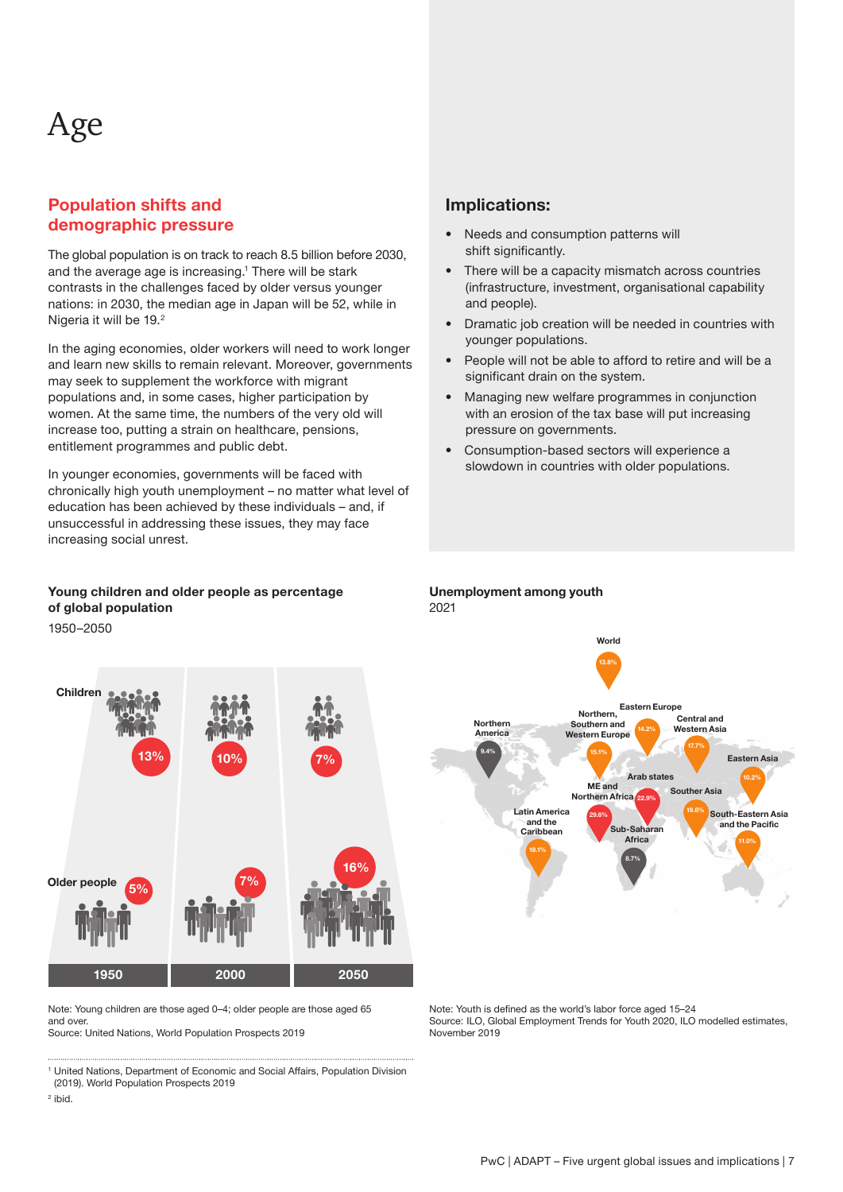# Age

## Population shifts and demographic pressure

The global population is on track to reach 8.5 billion before 2030, and the average age is increasing.[1] There will be stark contrasts in the challenges faced by older versus younger nations: in 2030, the median age in Japan will be 52, while in Nigeria it will be 19.[2]

In the aging economies, older workers will need to work longer and learn new skills to remain relevant. Moreover, governments may seek to supplement the workforce with migrant populations and, in some cases, higher participation by women. At the same time, the numbers of the very old will increase too, putting a strain on healthcare, pensions, entitlement programmes and public debt.

In younger economies, governments will be faced with chronically high youth unemployment – no matter what level of education has been achieved by these individuals – and, if unsuccessful in addressing these issues, they may face increasing social unrest.

## Implications:

- Needs and consumption patterns will shift significantly.
- There will be a capacity mismatch across countries (infrastructure, investment, organisational capability and people).
- Dramatic job creation will be needed in countries with younger populations.
- People will not be able to afford to retire and will be a significant drain on the system.
- Managing new welfare programmes in conjunction with an erosion of the tax base will put increasing pressure on governments.
- Consumption-based sectors will experience a slowdown in countries with older populations.

**Young children and older people as percentage of global population**

1950–2050

| | 1950 | 2000 | 2050 |
|---|---|---|---|
| Children | 13% | 10% | 7% |
| Older people | 5% | 7% | 16% |

Note: Young children are those aged 0–4; older people are those aged 65 and over.
Source: United Nations, World Population Prospects 2019

**Unemployment among youth**

2021

| Region | Youth unemployment |
|---|---|
| World | 13.8% |
| Northern America | 9.4% |
| Northern, Southern and Western Europe | 15.1% |
| Eastern Europe | 14.2% |
| Central and Western Asia | 17.7% |
| Eastern Asia | 10.2% |
| Arab states | 22.9% |
| ME and Northern Africa | 29.6% |
| Souther Asia | 19.8% |
| South-Eastern Asia and the Pacific | 11.0% |
| Latin America and the Caribbean | 18.1% |
| Sub-Saharan Africa | 8.7% |

Note: Youth is defined as the world's labor force aged 15–24
Source: ILO, Global Employment Trends for Youth 2020, ILO modelled estimates, November 2019

[1] United Nations, Department of Economic and Social Affairs, Population Division (2019). World Population Prospects 2019

[2] ibid.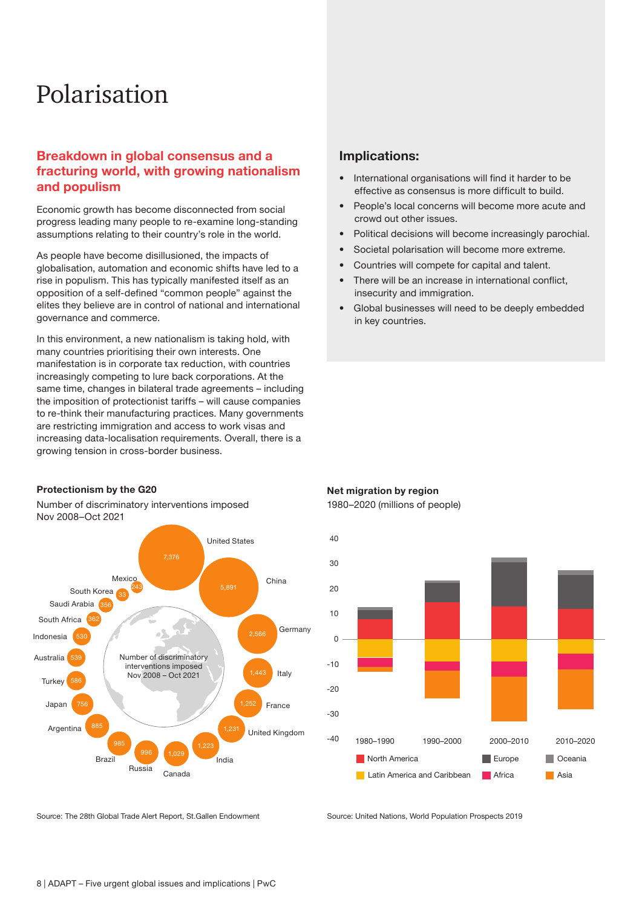# Polarisation

## Breakdown in global consensus and a fracturing world, with growing nationalism and populism

Economic growth has become disconnected from social progress leading many people to re-examine long-standing assumptions relating to their country's role in the world.

As people have become disillusioned, the impacts of globalisation, automation and economic shifts have led to a rise in populism. This has typically manifested itself as an opposition of a self-defined "common people" against the elites they believe are in control of national and international governance and commerce.

In this environment, a new nationalism is taking hold, with many countries prioritising their own interests. One manifestation is in corporate tax reduction, with countries increasingly competing to lure back corporations. At the same time, changes in bilateral trade agreements – including the imposition of protectionist tariffs – will cause companies to re-think their manufacturing practices. Many governments are restricting immigration and access to work visas and increasing data-localisation requirements. Overall, there is a growing tension in cross-border business.

## Implications:

- International organisations will find it harder to be effective as consensus is more difficult to build.
- People's local concerns will become more acute and crowd out other issues.
- Political decisions will become increasingly parochial.
- Societal polarisation will become more extreme.
- Countries will compete for capital and talent.
- There will be an increase in international conflict, insecurity and immigration.
- Global businesses will need to be deeply embedded in key countries.

**Protectionism by the G20**

Number of discriminatory interventions imposed Nov 2008–Oct 2021

| Country | Number of discriminatory interventions imposed Nov 2008 – Oct 2021 |
|---|---|
| United States | 7,376 |
| China | 5,891 |
| Germany | 2,566 |
| Italy | 1,443 |
| France | 1,252 |
| United Kingdom | 1,231 |
| India | 1,223 |
| Canada | 1,029 |
| Russia | 996 |
| Brazil | 985 |
| Argentina | 885 |
| Japan | 756 |
| Turkey | 586 |
| Australia | 539 |
| Indonesia | 530 |
| South Africa | 362 |
| Saudi Arabia | 356 |
| South Korea | 33 |
| Mexico | 243 |

Source: The 28th Global Trade Alert Report, St.Gallen Endowment

**Net migration by region**

1980–2020 (millions of people)

Regions: North America, Europe, Oceania, Latin America and Caribbean, Africa, Asia. Periods: 1980–1990, 1990–2000, 2000–2010, 2010–2020.

Source: United Nations, World Population Prospects 2019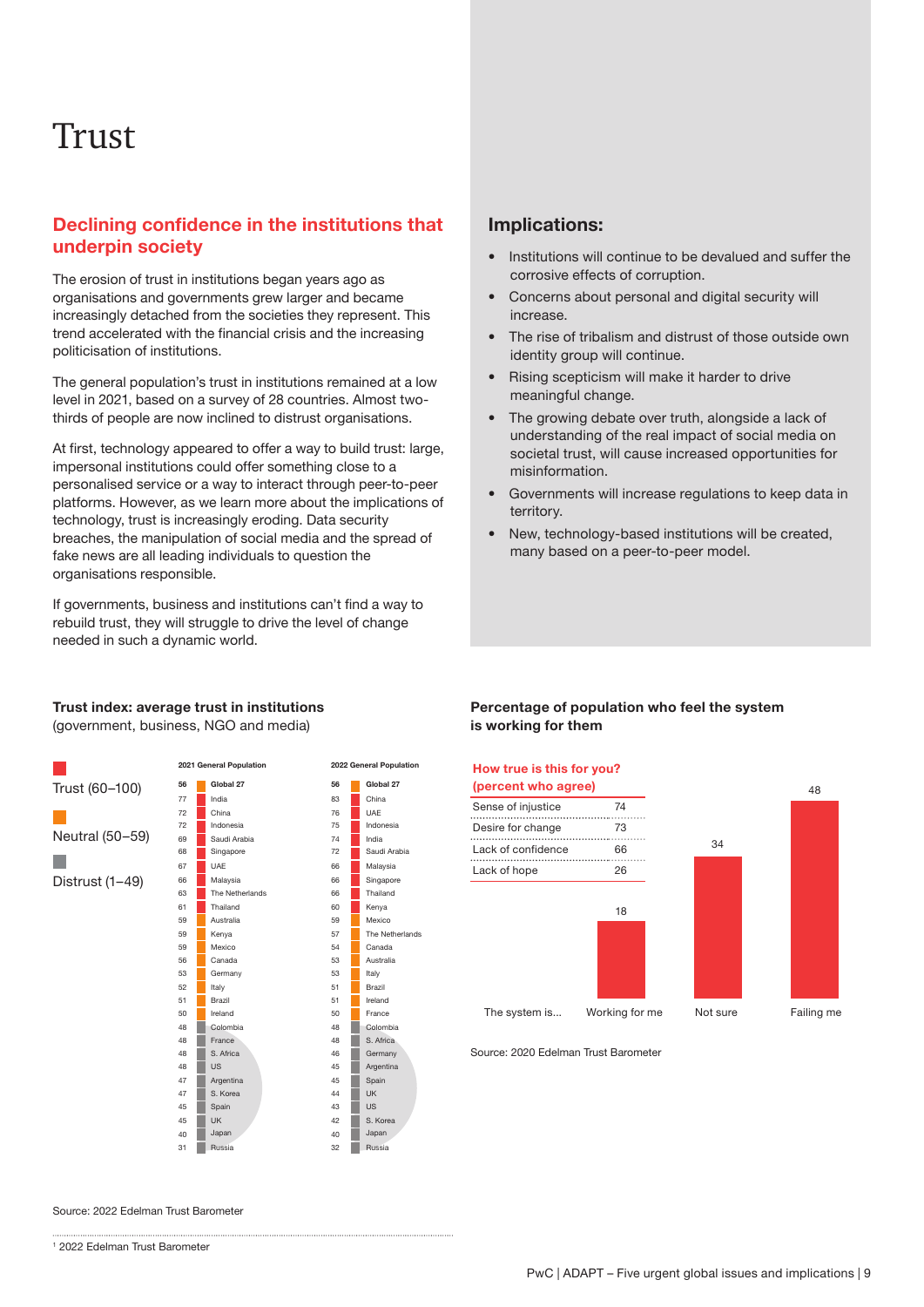# Trust

## Declining confidence in the institutions that underpin society

The erosion of trust in institutions began years ago as organisations and governments grew larger and became increasingly detached from the societies they represent. This trend accelerated with the financial crisis and the increasing politicisation of institutions.

The general population's trust in institutions remained at a low level in 2021, based on a survey of 28 countries. Almost two-thirds of people are now inclined to distrust organisations.

At first, technology appeared to offer a way to build trust: large, impersonal institutions could offer something close to a personalised service or a way to interact through peer-to-peer platforms. However, as we learn more about the implications of technology, trust is increasingly eroding. Data security breaches, the manipulation of social media and the spread of fake news are all leading individuals to question the organisations responsible.

If governments, business and institutions can't find a way to rebuild trust, they will struggle to drive the level of change needed in such a dynamic world.

## Implications:

- Institutions will continue to be devalued and suffer the corrosive effects of corruption.
- Concerns about personal and digital security will increase.
- The rise of tribalism and distrust of those outside own identity group will continue.
- Rising scepticism will make it harder to drive meaningful change.
- The growing debate over truth, alongside a lack of understanding of the real impact of social media on societal trust, will cause increased opportunities for misinformation.
- Governments will increase regulations to keep data in territory.
- New, technology-based institutions will be created, many based on a peer-to-peer model.

**Trust index: average trust in institutions**
(government, business, NGO and media)

Trust (60–100) | Neutral (50–59) | Distrust (1–49)

| 2021 General Population | | 2022 General Population | |
|---|---|---|---|
| 56 | Global 27 | 56 | Global 27 |
| 77 | India | 83 | China |
| 72 | China | 76 | UAE |
| 72 | Indonesia | 75 | Indonesia |
| 69 | Saudi Arabia | 74 | India |
| 68 | Singapore | 72 | Saudi Arabia |
| 67 | UAE | 66 | Malaysia |
| 66 | Malaysia | 66 | Singapore |
| 63 | The Netherlands | 66 | Thailand |
| 61 | Thailand | 60 | Kenya |
| 59 | Australia | 59 | Mexico |
| 59 | Kenya | 57 | The Netherlands |
| 59 | Mexico | 54 | Canada |
| 56 | Canada | 53 | Australia |
| 53 | Germany | 53 | Italy |
| 52 | Italy | 51 | Brazil |
| 51 | Brazil | 51 | Ireland |
| 50 | Ireland | 50 | France |
| 48 | Colombia | 48 | Colombia |
| 48 | France | 48 | S. Africa |
| 48 | S. Africa | 46 | Germany |
| 48 | US | 45 | Argentina |
| 47 | Argentina | 45 | Spain |
| 47 | S. Korea | 44 | UK |
| 45 | Spain | 43 | US |
| 45 | UK | 42 | S. Korea |
| 40 | Japan | 40 | Japan |
| 31 | Russia | 32 | Russia |

Source: 2022 Edelman Trust Barometer

**Percentage of population who feel the system is working for them**

| How true is this for you? (percent who agree) | |
|---|---|
| Sense of injustice | 74 |
| Desire for change | 73 |
| Lack of confidence | 66 |
| Lack of hope | 26 |

| The system is... | % |
|---|---|
| Working for me | 18 |
| Not sure | 34 |
| Failing me | 48 |

Source: 2020 Edelman Trust Barometer

[1] 2022 Edelman Trust Barometer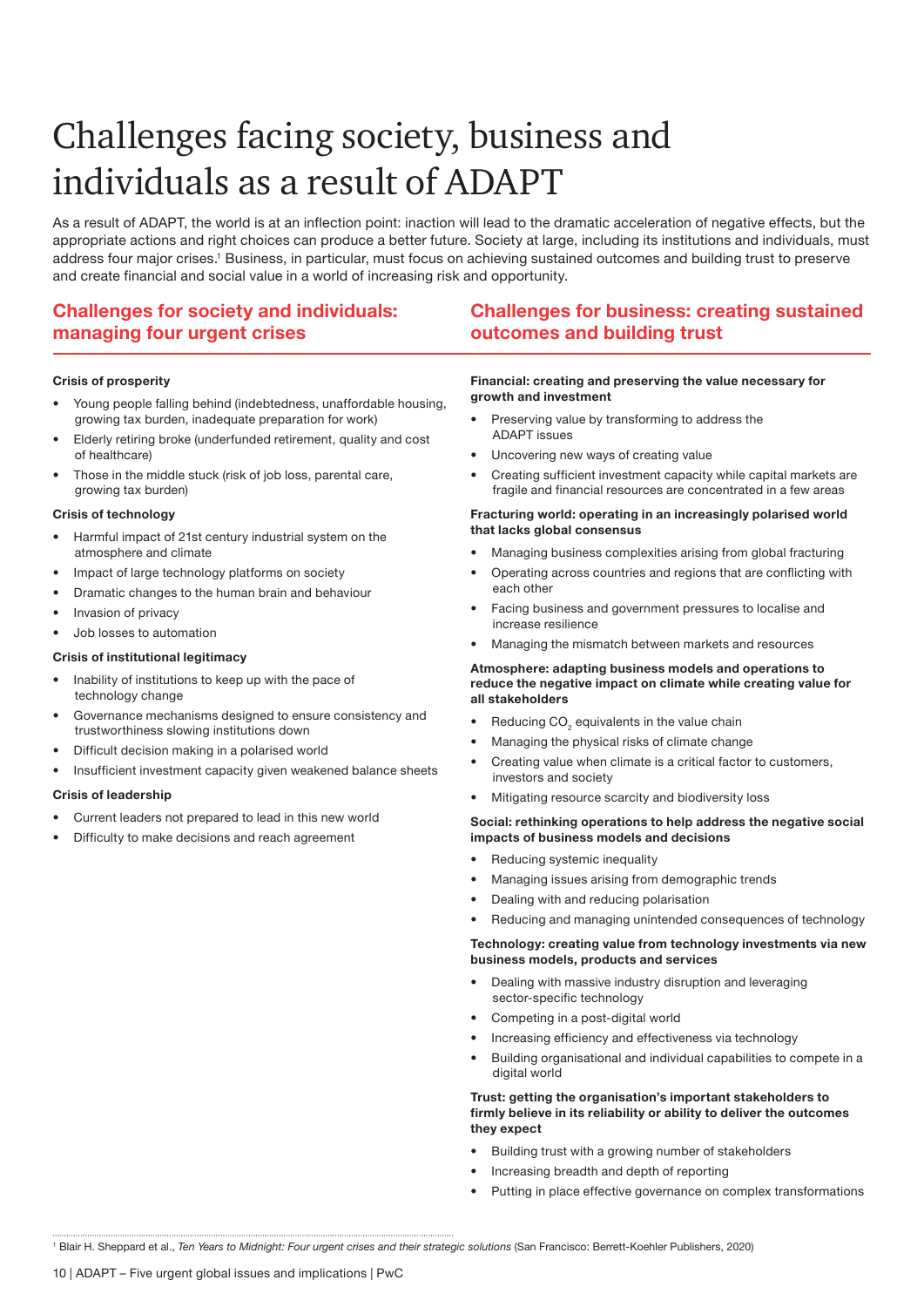# Challenges facing society, business and individuals as a result of ADAPT

As a result of ADAPT, the world is at an inflection point: inaction will lead to the dramatic acceleration of negative effects, but the appropriate actions and right choices can produce a better future. Society at large, including its institutions and individuals, must address four major crises.[1] Business, in particular, must focus on achieving sustained outcomes and building trust to preserve and create financial and social value in a world of increasing risk and opportunity.

## Challenges for society and individuals: managing four urgent crises

**Crisis of prosperity**

- Young people falling behind (indebtedness, unaffordable housing, growing tax burden, inadequate preparation for work)
- Elderly retiring broke (underfunded retirement, quality and cost of healthcare)
- Those in the middle stuck (risk of job loss, parental care, growing tax burden)

**Crisis of technology**

- Harmful impact of 21st century industrial system on the atmosphere and climate
- Impact of large technology platforms on society
- Dramatic changes to the human brain and behaviour
- Invasion of privacy
- Job losses to automation

**Crisis of institutional legitimacy**

- Inability of institutions to keep up with the pace of technology change
- Governance mechanisms designed to ensure consistency and trustworthiness slowing institutions down
- Difficult decision making in a polarised world
- Insufficient investment capacity given weakened balance sheets

**Crisis of leadership**

- Current leaders not prepared to lead in this new world
- Difficulty to make decisions and reach agreement

## Challenges for business: creating sustained outcomes and building trust

**Financial: creating and preserving the value necessary for growth and investment**

- Preserving value by transforming to address the ADAPT issues
- Uncovering new ways of creating value
- Creating sufficient investment capacity while capital markets are fragile and financial resources are concentrated in a few areas

**Fracturing world: operating in an increasingly polarised world that lacks global consensus**

- Managing business complexities arising from global fracturing
- Operating across countries and regions that are conflicting with each other
- Facing business and government pressures to localise and increase resilience
- Managing the mismatch between markets and resources

**Atmosphere: adapting business models and operations to reduce the negative impact on climate while creating value for all stakeholders**

- Reducing $CO_2$ equivalents in the value chain
- Managing the physical risks of climate change
- Creating value when climate is a critical factor to customers, investors and society
- Mitigating resource scarcity and biodiversity loss

**Social: rethinking operations to help address the negative social impacts of business models and decisions**

- Reducing systemic inequality
- Managing issues arising from demographic trends
- Dealing with and reducing polarisation
- Reducing and managing unintended consequences of technology

**Technology: creating value from technology investments via new business models, products and services**

- Dealing with massive industry disruption and leveraging sector-specific technology
- Competing in a post-digital world
- Increasing efficiency and effectiveness via technology
- Building organisational and individual capabilities to compete in a digital world

**Trust: getting the organisation's important stakeholders to firmly believe in its reliability or ability to deliver the outcomes they expect**

- Building trust with a growing number of stakeholders
- Increasing breadth and depth of reporting
- Putting in place effective governance on complex transformations

---

[1] Blair H. Sheppard et al., *Ten Years to Midnight: Four urgent crises and their strategic solutions* (San Francisco: Berrett-Koehler Publishers, 2020)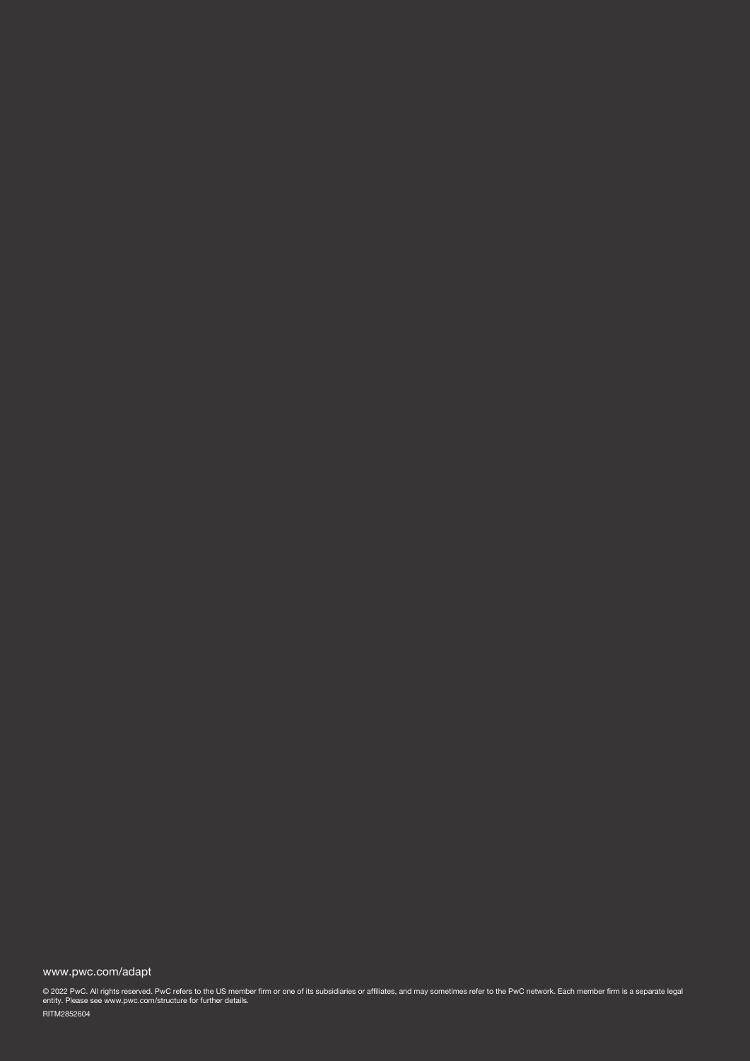www.pwc.com/adapt

© 2022 PwC. All rights reserved. PwC refers to the US member firm or one of its subsidiaries or affiliates, and may sometimes refer to the PwC network. Each member firm is a separate legal entity. Please see www.pwc.com/structure for further details.

RITM2852604